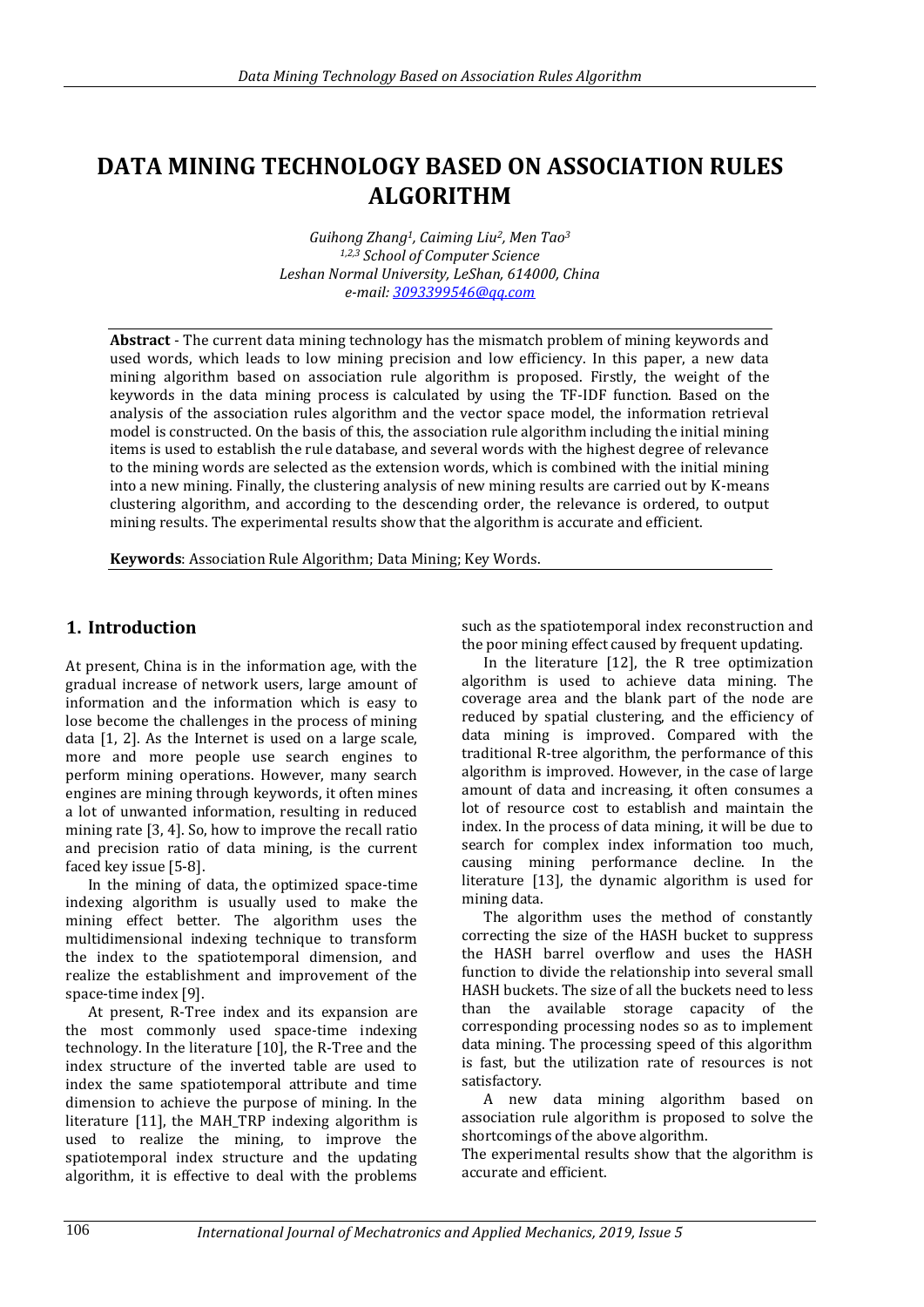# DATA MINING TECHNOLOGY BASED ON ASSOCIATION RULES ALGORITHM

*Guihong Zhang[1], Caiming Liu[2], Men Tao[3]*
*[1,2,3] School of Computer Science*
*Leshan Normal University, LeShan, 614000, China*
*e-mail: 3093399546@qq.com*

**Abstract** - The current data mining technology has the mismatch problem of mining keywords and used words, which leads to low mining precision and low efficiency. In this paper, a new data mining algorithm based on association rule algorithm is proposed. Firstly, the weight of the keywords in the data mining process is calculated by using the TF-IDF function. Based on the analysis of the association rules algorithm and the vector space model, the information retrieval model is constructed. On the basis of this, the association rule algorithm including the initial mining items is used to establish the rule database, and several words with the highest degree of relevance to the mining words are selected as the extension words, which is combined with the initial mining into a new mining. Finally, the clustering analysis of new mining results are carried out by K-means clustering algorithm, and according to the descending order, the relevance is ordered, to output mining results. The experimental results show that the algorithm is accurate and efficient.

**Keywords**: Association Rule Algorithm; Data Mining; Key Words.

## 1. Introduction

At present, China is in the information age, with the gradual increase of network users, large amount of information and the information which is easy to lose become the challenges in the process of mining data [1, 2]. As the Internet is used on a large scale, more and more people use search engines to perform mining operations. However, many search engines are mining through keywords, it often mines a lot of unwanted information, resulting in reduced mining rate [3, 4]. So, how to improve the recall ratio and precision ratio of data mining, is the current faced key issue [5-8].

In the mining of data, the optimized space-time indexing algorithm is usually used to make the mining effect better. The algorithm uses the multidimensional indexing technique to transform the index to the spatiotemporal dimension, and realize the establishment and improvement of the space-time index [9].

At present, R-Tree index and its expansion are the most commonly used space-time indexing technology. In the literature [10], the R-Tree and the index structure of the inverted table are used to index the same spatiotemporal attribute and time dimension to achieve the purpose of mining. In the literature [11], the MAH_TRP indexing algorithm is used to realize the mining, to improve the spatiotemporal index structure and the updating algorithm, it is effective to deal with the problems such as the spatiotemporal index reconstruction and the poor mining effect caused by frequent updating.

In the literature [12], the R tree optimization algorithm is used to achieve data mining. The coverage area and the blank part of the node are reduced by spatial clustering, and the efficiency of data mining is improved. Compared with the traditional R-tree algorithm, the performance of this algorithm is improved. However, in the case of large amount of data and increasing, it often consumes a lot of resource cost to establish and maintain the index. In the process of data mining, it will be due to search for complex index information too much, causing mining performance decline. In the literature [13], the dynamic algorithm is used for mining data.

The algorithm uses the method of constantly correcting the size of the HASH bucket to suppress the HASH barrel overflow and uses the HASH function to divide the relationship into several small HASH buckets. The size of all the buckets need to less than the available storage capacity of the corresponding processing nodes so as to implement data mining. The processing speed of this algorithm is fast, but the utilization rate of resources is not satisfactory.

A new data mining algorithm based on association rule algorithm is proposed to solve the shortcomings of the above algorithm.

The experimental results show that the algorithm is accurate and efficient.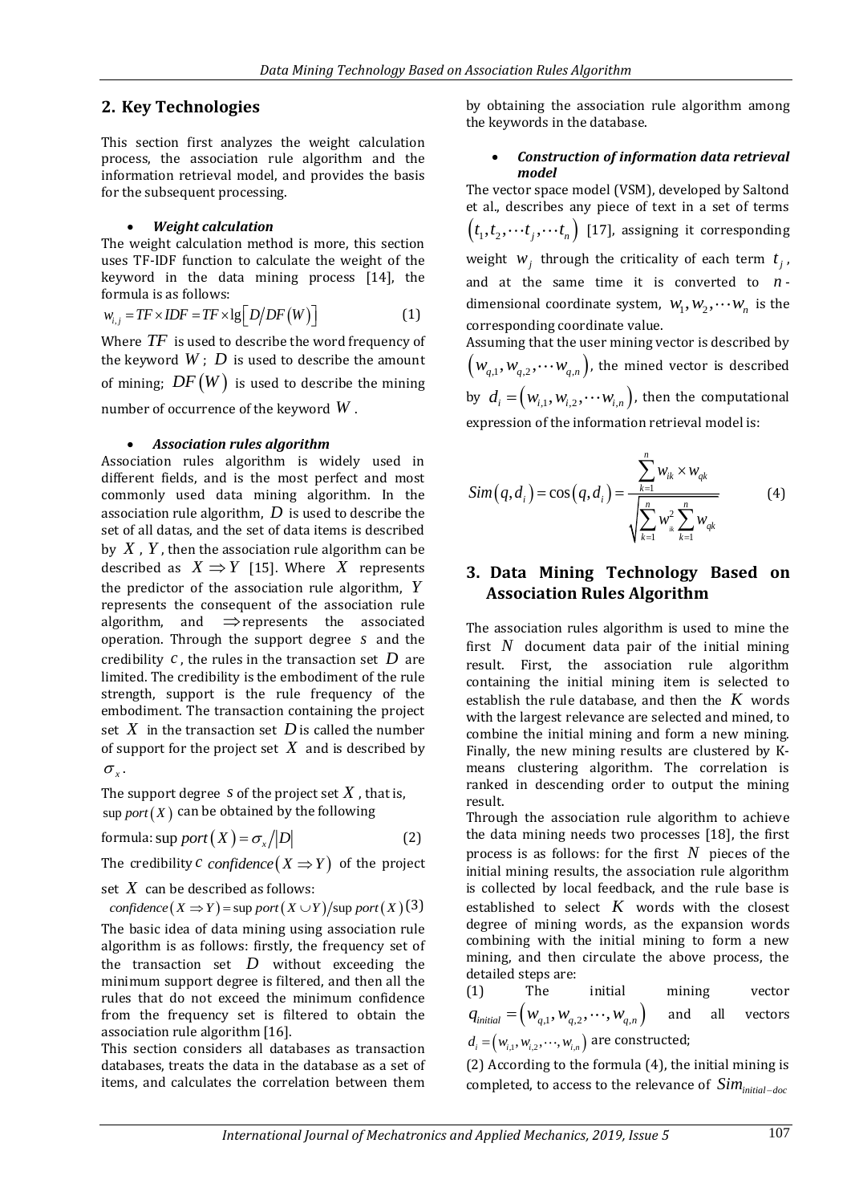## 2. Key Technologies

This section first analyzes the weight calculation process, the association rule algorithm and the information retrieval model, and provides the basis for the subsequent processing.

- ***Weight calculation***

The weight calculation method is more, this section uses TF-IDF function to calculate the weight of the keyword in the data mining process [14], the formula is as follows:

$$w_{i,j} = TF \times IDF = TF \times \lg\left[D/DF(W)\right] \tag{1}$$

Where $TF$ is used to describe the word frequency of the keyword $W$; $D$ is used to describe the amount of mining; $DF(W)$ is used to describe the mining number of occurrence of the keyword $W$.

- ***Association rules algorithm***

Association rules algorithm is widely used in different fields, and is the most perfect and most commonly used data mining algorithm. In the association rule algorithm, $D$ is used to describe the set of all datas, and the set of data items is described by $X$, $Y$, then the association rule algorithm can be described as $X \Rightarrow Y$ [15]. Where $X$ represents the predictor of the association rule algorithm, $Y$ represents the consequent of the association rule algorithm, and $\Rightarrow$ represents the associated operation. Through the support degree $s$ and the credibility $c$, the rules in the transaction set $D$ are limited. The credibility is the embodiment of the rule strength, support is the rule frequency of the embodiment. The transaction containing the project set $X$ in the transaction set $D$ is called the number of support for the project set $X$ and is described by $\sigma_x$.

The support degree $s$ of the project set $X$, that is, $\sup port(X)$ can be obtained by the following formula:

$$\sup port(X) = \sigma_x / |D| \tag{2}$$

The credibility $c$ $confidence(X \Rightarrow Y)$ of the project set $X$ can be described as follows:

$$confidence(X \Rightarrow Y) = \sup port(X \cup Y) / \sup port(X) \tag{3}$$

The basic idea of data mining using association rule algorithm is as follows: firstly, the frequency set of the transaction set $D$ without exceeding the minimum support degree is filtered, and then all the rules that do not exceed the minimum confidence from the frequency set is filtered to obtain the association rule algorithm [16].

This section considers all databases as transaction databases, treats the data in the database as a set of items, and calculates the correlation between them by obtaining the association rule algorithm among the keywords in the database.

- ***Construction of information data retrieval model***

The vector space model (VSM), developed by Saltond et al., describes any piece of text in a set of terms $(t_1, t_2, \cdots t_j, \cdots t_n)$ [17], assigning it corresponding weight $w_j$ through the criticality of each term $t_j$, and at the same time it is converted to $n$-dimensional coordinate system, $w_1, w_2, \cdots w_n$ is the corresponding coordinate value.

Assuming that the user mining vector is described by $(w_{q,1}, w_{q,2}, \cdots w_{q,n})$, the mined vector is described by $d_i = (w_{i,1}, w_{i,2}, \cdots w_{i,n})$, then the computational expression of the information retrieval model is:

$$Sim(q, d_i) = \cos(q, d_i) = \frac{\sum_{k=1}^{n} w_{ik} \times w_{qk}}{\sqrt{\sum_{k=1}^{n} w_{ik}^2 \sum_{k=1}^{n} w_{qk}}} \tag{4}$$

## 3. Data Mining Technology Based on Association Rules Algorithm

The association rules algorithm is used to mine the first $N$ document data pair of the initial mining result. First, the association rule algorithm containing the initial mining item is selected to establish the rule database, and then the $K$ words with the largest relevance are selected and mined, to combine the initial mining and form a new mining. Finally, the new mining results are clustered by K-means clustering algorithm. The correlation is ranked in descending order to output the mining result.

Through the association rule algorithm to achieve the data mining needs two processes [18], the first process is as follows: for the first $N$ pieces of the initial mining results, the association rule algorithm is collected by local feedback, and the rule base is established to select $K$ words with the closest degree of mining words, as the expansion words combining with the initial mining to form a new mining, and then circulate the above process, the detailed steps are:

(1) The initial mining vector $q_{initial} = (w_{q,1}, w_{q,2}, \cdots, w_{q,n})$ and all vectors $d_i = (w_{i,1}, w_{i,2}, \cdots, w_{i,n})$ are constructed;

(2) According to the formula (4), the initial mining is completed, to access to the relevance of $Sim_{initial-doc}$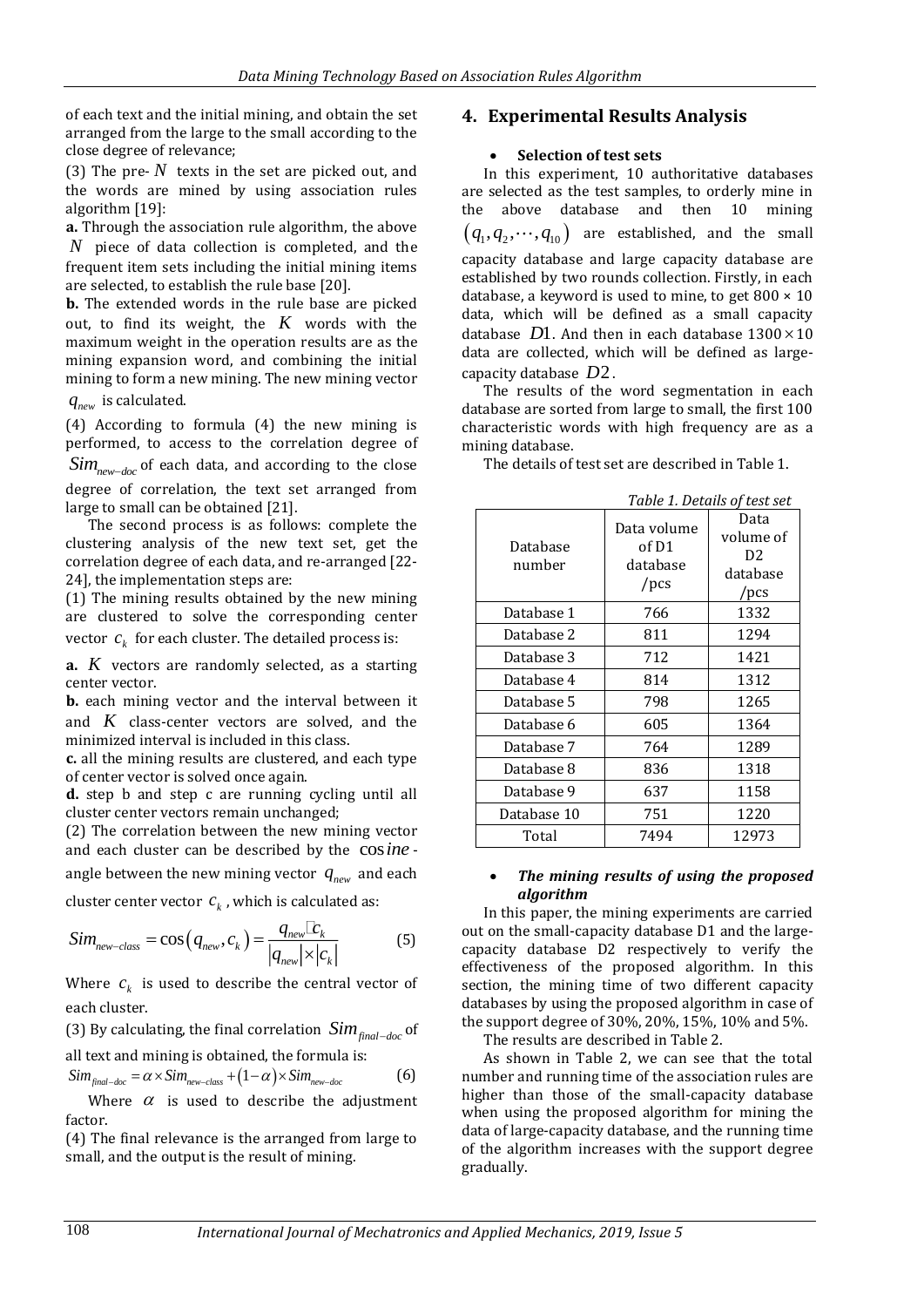of each text and the initial mining, and obtain the set arranged from the large to the small according to the close degree of relevance;

(3) The pre- $N$ texts in the set are picked out, and the words are mined by using association rules algorithm [19]:

**a.** Through the association rule algorithm, the above $N$ piece of data collection is completed, and the frequent item sets including the initial mining items are selected, to establish the rule base [20].

**b.** The extended words in the rule base are picked out, to find its weight, the $K$ words with the maximum weight in the operation results are as the mining expansion word, and combining the initial mining to form a new mining. The new mining vector $q_{new}$ is calculated.

(4) According to formula (4) the new mining is performed, to access to the correlation degree of $Sim_{new-doc}$ of each data, and according to the close degree of correlation, the text set arranged from large to small can be obtained [21].

The second process is as follows: complete the clustering analysis of the new text set, get the correlation degree of each data, and re-arranged [22-24], the implementation steps are:

(1) The mining results obtained by the new mining are clustered to solve the corresponding center vector $c_k$ for each cluster. The detailed process is:

**a.** $K$ vectors are randomly selected, as a starting center vector.

**b.** each mining vector and the interval between it and $K$ class-center vectors are solved, and the minimized interval is included in this class.

**c.** all the mining results are clustered, and each type of center vector is solved once again.

**d.** step b and step c are running cycling until all cluster center vectors remain unchanged;

(2) The correlation between the new mining vector and each cluster can be described by the $\cos ine$ - angle between the new mining vector $q_{new}$ and each cluster center vector $c_k$, which is calculated as:

$$Sim_{new-class} = \cos\left(q_{new}, c_k\right) = \frac{q_{new} \cdot c_k}{|q_{new}| \times |c_k|} \tag{5}$$

Where $c_k$ is used to describe the central vector of each cluster.

(3) By calculating, the final correlation $Sim_{final-doc}$ of all text and mining is obtained, the formula is:

$$Sim_{final-doc} = \alpha \times Sim_{new-class} + (1-\alpha) \times Sim_{new-doc} \tag{6}$$

Where $\alpha$ is used to describe the adjustment factor.

(4) The final relevance is the arranged from large to small, and the output is the result of mining.

## 4. Experimental Results Analysis

- **Selection of test sets**

In this experiment, 10 authoritative databases are selected as the test samples, to orderly mine in the above database and then 10 mining $(q_1, q_2, \cdots, q_{10})$ are established, and the small capacity database and large capacity database are established by two rounds collection. Firstly, in each database, a keyword is used to mine, to get 800 × 10 data, which will be defined as a small capacity database $D1$. And then in each database $1300 \times 10$ data are collected, which will be defined as large-capacity database $D2$.

The results of the word segmentation in each database are sorted from large to small, the first 100 characteristic words with high frequency are as a mining database.

The details of test set are described in Table 1.

*Table 1. Details of test set*

| Database number | Data volume of D1 database /pcs | Data volume of D2 database /pcs |
|---|---|---|
| Database 1 | 766 | 1332 |
| Database 2 | 811 | 1294 |
| Database 3 | 712 | 1421 |
| Database 4 | 814 | 1312 |
| Database 5 | 798 | 1265 |
| Database 6 | 605 | 1364 |
| Database 7 | 764 | 1289 |
| Database 8 | 836 | 1318 |
| Database 9 | 637 | 1158 |
| Database 10 | 751 | 1220 |
| Total | 7494 | 12973 |

- ***The mining results of using the proposed algorithm***

In this paper, the mining experiments are carried out on the small-capacity database D1 and the large-capacity database D2 respectively to verify the effectiveness of the proposed algorithm. In this section, the mining time of two different capacity databases by using the proposed algorithm in case of the support degree of 30%, 20%, 15%, 10% and 5%.

The results are described in Table 2.

As shown in Table 2, we can see that the total number and running time of the association rules are higher than those of the small-capacity database when using the proposed algorithm for mining the data of large-capacity database, and the running time of the algorithm increases with the support degree gradually.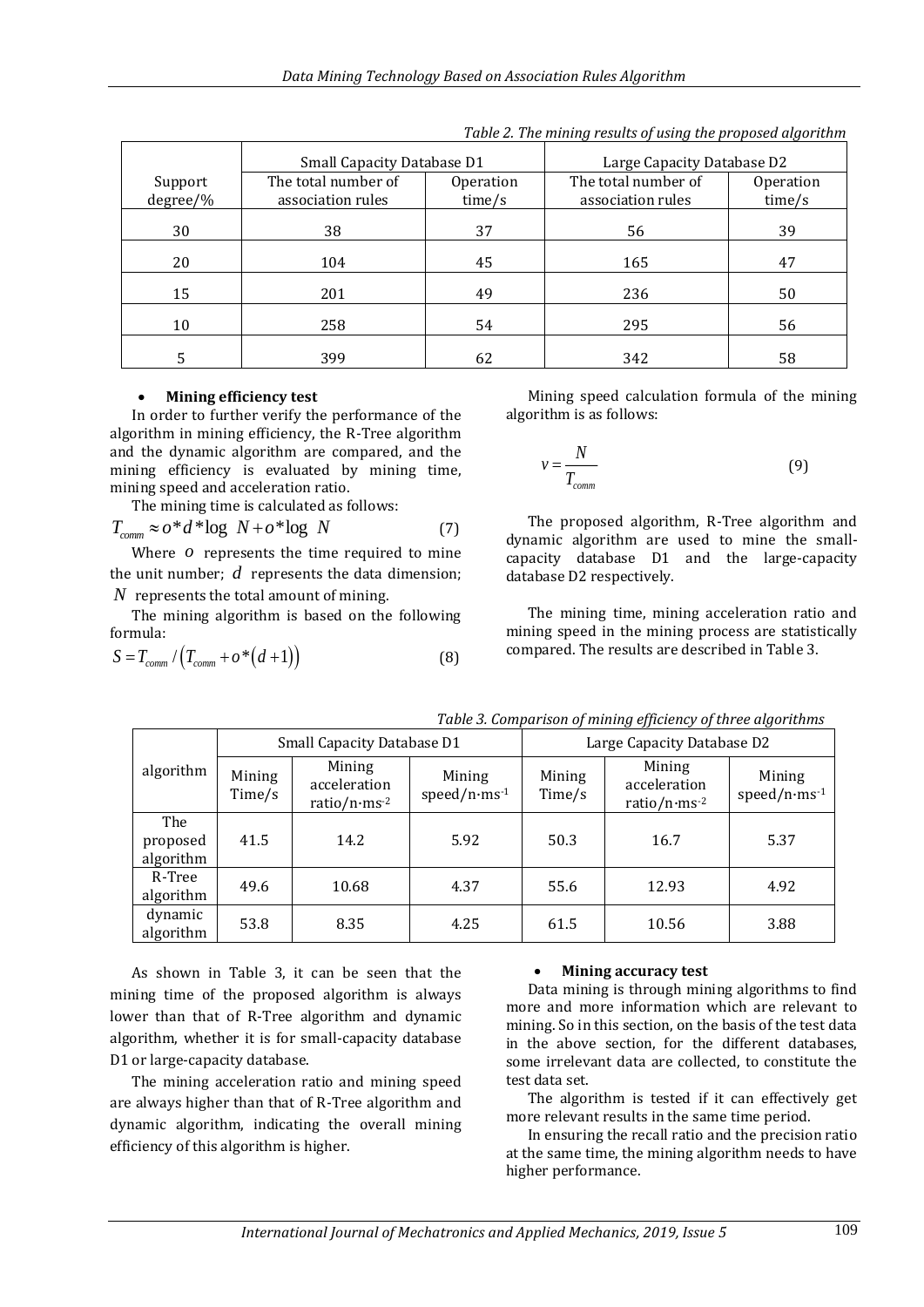*Table 2. The mining results of using the proposed algorithm*

| Support degree/% | Small Capacity Database D1 | | Large Capacity Database D2 | |
|---|---|---|---|---|
| | The total number of association rules | Operation time/s | The total number of association rules | Operation time/s |
| 30 | 38 | 37 | 56 | 39 |
| 20 | 104 | 45 | 165 | 47 |
| 15 | 201 | 49 | 236 | 50 |
| 10 | 258 | 54 | 295 | 56 |
| 5 | 399 | 62 | 342 | 58 |

- **Mining efficiency test**

In order to further verify the performance of the algorithm in mining efficiency, the R-Tree algorithm and the dynamic algorithm are compared, and the mining efficiency is evaluated by mining time, mining speed and acceleration ratio.

The mining time is calculated as follows:

$$T_{comm} \approx o*d*\log\ N + o*\log\ N \tag{7}$$

Where $o$ represents the time required to mine the unit number; $d$ represents the data dimension; $N$ represents the total amount of mining.

The mining algorithm is based on the following formula:

$$S = T_{comm} / \left(T_{comm} + o*\left(d+1\right)\right) \tag{8}$$

Mining speed calculation formula of the mining algorithm is as follows:

$$v = \frac{N}{T_{comm}} \tag{9}$$

The proposed algorithm, R-Tree algorithm and dynamic algorithm are used to mine the small-capacity database D1 and the large-capacity database D2 respectively.

The mining time, mining acceleration ratio and mining speed in the mining process are statistically compared. The results are described in Table 3.

*Table 3. Comparison of mining efficiency of three algorithms*

| algorithm | Small Capacity Database D1 | | | Large Capacity Database D2 | | |
|---|---|---|---|---|---|---|
| | Mining Time/s | Mining acceleration ratio/$n \cdot ms^{-2}$ | Mining speed/$n \cdot ms^{-1}$ | Mining Time/s | Mining acceleration ratio/$n \cdot ms^{-2}$ | Mining speed/$n \cdot ms^{-1}$ |
| The proposed algorithm | 41.5 | 14.2 | 5.92 | 50.3 | 16.7 | 5.37 |
| R-Tree algorithm | 49.6 | 10.68 | 4.37 | 55.6 | 12.93 | 4.92 |
| dynamic algorithm | 53.8 | 8.35 | 4.25 | 61.5 | 10.56 | 3.88 |

As shown in Table 3, it can be seen that the mining time of the proposed algorithm is always lower than that of R-Tree algorithm and dynamic algorithm, whether it is for small-capacity database D1 or large-capacity database.

The mining acceleration ratio and mining speed are always higher than that of R-Tree algorithm and dynamic algorithm, indicating the overall mining efficiency of this algorithm is higher.

- **Mining accuracy test**

Data mining is through mining algorithms to find more and more information which are relevant to mining. So in this section, on the basis of the test data in the above section, for the different databases, some irrelevant data are collected, to constitute the test data set.

The algorithm is tested if it can effectively get more relevant results in the same time period.

In ensuring the recall ratio and the precision ratio at the same time, the mining algorithm needs to have higher performance.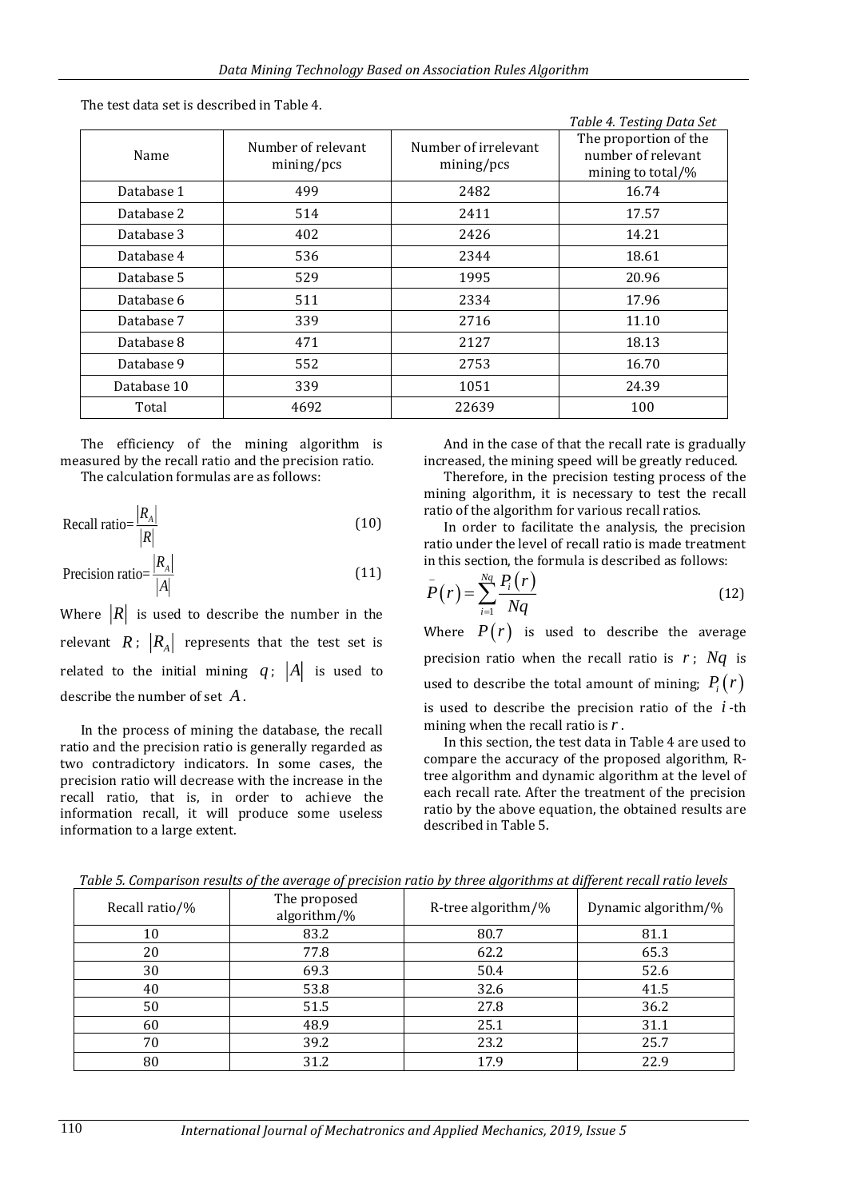The test data set is described in Table 4.

Table 4. Testing Data Set

| Name | Number of relevant mining/pcs | Number of irrelevant mining/pcs | The proportion of the number of relevant mining to total/% |
|---|---|---|---|
| Database 1 | 499 | 2482 | 16.74 |
| Database 2 | 514 | 2411 | 17.57 |
| Database 3 | 402 | 2426 | 14.21 |
| Database 4 | 536 | 2344 | 18.61 |
| Database 5 | 529 | 1995 | 20.96 |
| Database 6 | 511 | 2334 | 17.96 |
| Database 7 | 339 | 2716 | 11.10 |
| Database 8 | 471 | 2127 | 18.13 |
| Database 9 | 552 | 2753 | 16.70 |
| Database 10 | 339 | 1051 | 24.39 |
| Total | 4692 | 22639 | 100 |

The efficiency of the mining algorithm is measured by the recall ratio and the precision ratio.

The calculation formulas are as follows:

$$\text{Recall ratio}=\frac{|R_A|}{|R|} \tag{10}$$

$$\text{Precision ratio}=\frac{|R_A|}{|A|} \tag{11}$$

Where $|R|$ is used to describe the number in the relevant $R$; $|R_A|$ represents that the test set is related to the initial mining $q$; $|A|$ is used to describe the number of set $A$.

In the process of mining the database, the recall ratio and the precision ratio is generally regarded as two contradictory indicators. In some cases, the precision ratio will decrease with the increase in the recall ratio, that is, in order to achieve the information recall, it will produce some useless information to a large extent.

And in the case of that the recall rate is gradually increased, the mining speed will be greatly reduced.

Therefore, in the precision testing process of the mining algorithm, it is necessary to test the recall ratio of the algorithm for various recall ratios.

In order to facilitate the analysis, the precision ratio under the level of recall ratio is made treatment in this section, the formula is described as follows:

$$\bar{P}(r)=\sum_{i=1}^{Nq}\frac{P_i(r)}{Nq} \tag{12}$$

Where $P(r)$ is used to describe the average precision ratio when the recall ratio is $r$; $Nq$ is used to describe the total amount of mining; $P_i(r)$ is used to describe the precision ratio of the $i$-th mining when the recall ratio is $r$.

In this section, the test data in Table 4 are used to compare the accuracy of the proposed algorithm, R-tree algorithm and dynamic algorithm at the level of each recall rate. After the treatment of the precision ratio by the above equation, the obtained results are described in Table 5.

Table 5. Comparison results of the average of precision ratio by three algorithms at different recall ratio levels

| Recall ratio/% | The proposed algorithm/% | R-tree algorithm/% | Dynamic algorithm/% |
|---|---|---|---|
| 10 | 83.2 | 80.7 | 81.1 |
| 20 | 77.8 | 62.2 | 65.3 |
| 30 | 69.3 | 50.4 | 52.6 |
| 40 | 53.8 | 32.6 | 41.5 |
| 50 | 51.5 | 27.8 | 36.2 |
| 60 | 48.9 | 25.1 | 31.1 |
| 70 | 39.2 | 23.2 | 25.7 |
| 80 | 31.2 | 17.9 | 22.9 |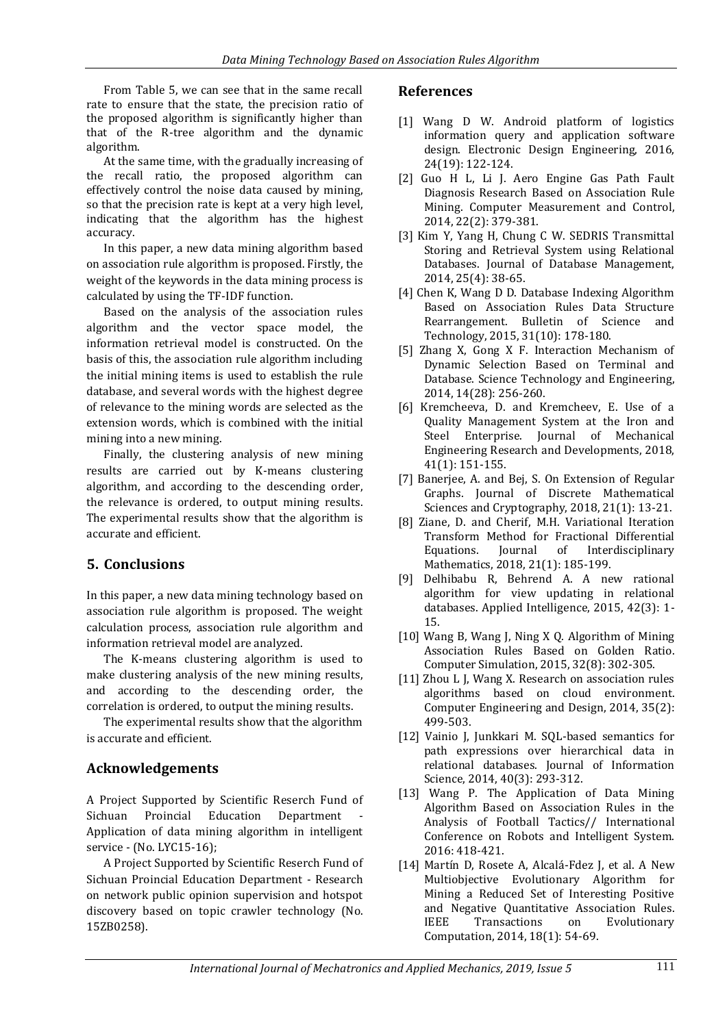From Table 5, we can see that in the same recall rate to ensure that the state, the precision ratio of the proposed algorithm is significantly higher than that of the R-tree algorithm and the dynamic algorithm.

At the same time, with the gradually increasing of the recall ratio, the proposed algorithm can effectively control the noise data caused by mining, so that the precision rate is kept at a very high level, indicating that the algorithm has the highest accuracy.

In this paper, a new data mining algorithm based on association rule algorithm is proposed. Firstly, the weight of the keywords in the data mining process is calculated by using the TF-IDF function.

Based on the analysis of the association rules algorithm and the vector space model, the information retrieval model is constructed. On the basis of this, the association rule algorithm including the initial mining items is used to establish the rule database, and several words with the highest degree of relevance to the mining words are selected as the extension words, which is combined with the initial mining into a new mining.

Finally, the clustering analysis of new mining results are carried out by K-means clustering algorithm, and according to the descending order, the relevance is ordered, to output mining results. The experimental results show that the algorithm is accurate and efficient.

## 5. Conclusions

In this paper, a new data mining technology based on association rule algorithm is proposed. The weight calculation process, association rule algorithm and information retrieval model are analyzed.

The K-means clustering algorithm is used to make clustering analysis of the new mining results, and according to the descending order, the correlation is ordered, to output the mining results.

The experimental results show that the algorithm is accurate and efficient.

## Acknowledgements

A Project Supported by Scientific Reserch Fund of Sichuan Proincial Education Department - Application of data mining algorithm in intelligent service - (No. LYC15-16);

A Project Supported by Scientific Reserch Fund of Sichuan Proincial Education Department - Research on network public opinion supervision and hotspot discovery based on topic crawler technology (No. 15ZB0258).

## References

[1] Wang D W. Android platform of logistics information query and application software design. Electronic Design Engineering, 2016, 24(19): 122-124.

[2] Guo H L, Li J. Aero Engine Gas Path Fault Diagnosis Research Based on Association Rule Mining. Computer Measurement and Control, 2014, 22(2): 379-381.

[3] Kim Y, Yang H, Chung C W. SEDRIS Transmittal Storing and Retrieval System using Relational Databases. Journal of Database Management, 2014, 25(4): 38-65.

[4] Chen K, Wang D D. Database Indexing Algorithm Based on Association Rules Data Structure Rearrangement. Bulletin of Science and Technology, 2015, 31(10): 178-180.

[5] Zhang X, Gong X F. Interaction Mechanism of Dynamic Selection Based on Terminal and Database. Science Technology and Engineering, 2014, 14(28): 256-260.

[6] Kremcheeva, D. and Kremcheev, E. Use of a Quality Management System at the Iron and Steel Enterprise. Journal of Mechanical Engineering Research and Developments, 2018, 41(1): 151-155.

[7] Banerjee, A. and Bej, S. On Extension of Regular Graphs. Journal of Discrete Mathematical Sciences and Cryptography, 2018, 21(1): 13-21.

[8] Ziane, D. and Cherif, M.H. Variational Iteration Transform Method for Fractional Differential Equations. Journal of Interdisciplinary Mathematics, 2018, 21(1): 185-199.

[9] Delhibabu R, Behrend A. A new rational algorithm for view updating in relational databases. Applied Intelligence, 2015, 42(3): 1-15.

[10] Wang B, Wang J, Ning X Q. Algorithm of Mining Association Rules Based on Golden Ratio. Computer Simulation, 2015, 32(8): 302-305.

[11] Zhou L J, Wang X. Research on association rules algorithms based on cloud environment. Computer Engineering and Design, 2014, 35(2): 499-503.

[12] Vainio J, Junkkari M. SQL-based semantics for path expressions over hierarchical data in relational databases. Journal of Information Science, 2014, 40(3): 293-312.

[13] Wang P. The Application of Data Mining Algorithm Based on Association Rules in the Analysis of Football Tactics// International Conference on Robots and Intelligent System. 2016: 418-421.

[14] Martín D, Rosete A, Alcalá-Fdez J, et al. A New Multiobjective Evolutionary Algorithm for Mining a Reduced Set of Interesting Positive and Negative Quantitative Association Rules. IEEE Transactions on Evolutionary Computation, 2014, 18(1): 54-69.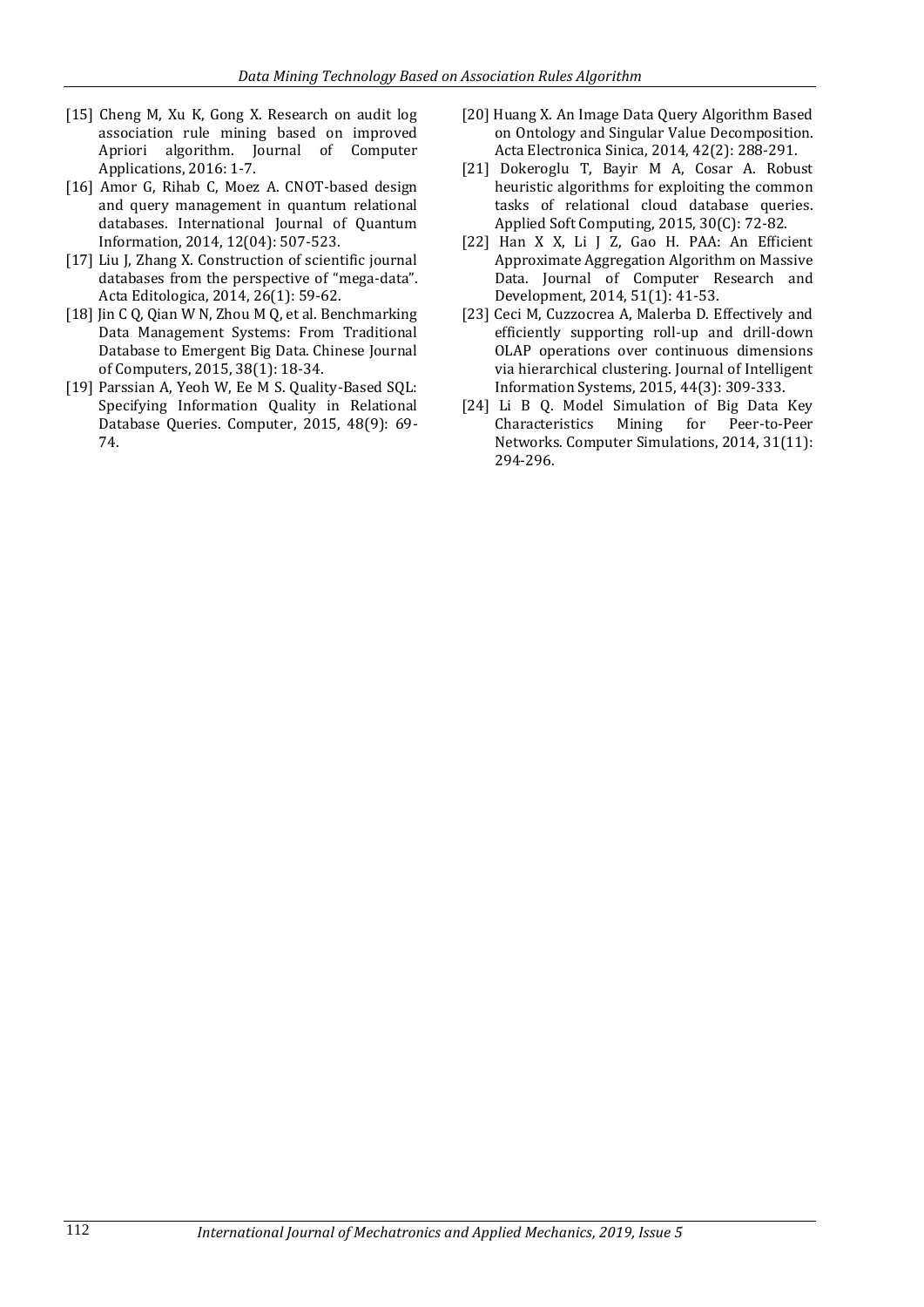[15] Cheng M, Xu K, Gong X. Research on audit log association rule mining based on improved Apriori algorithm. Journal of Computer Applications, 2016: 1-7.

[16] Amor G, Rihab C, Moez A. CNOT-based design and query management in quantum relational databases. International Journal of Quantum Information, 2014, 12(04): 507-523.

[17] Liu J, Zhang X. Construction of scientific journal databases from the perspective of "mega-data". Acta Editologica, 2014, 26(1): 59-62.

[18] Jin C Q, Qian W N, Zhou M Q, et al. Benchmarking Data Management Systems: From Traditional Database to Emergent Big Data. Chinese Journal of Computers, 2015, 38(1): 18-34.

[19] Parssian A, Yeoh W, Ee M S. Quality-Based SQL: Specifying Information Quality in Relational Database Queries. Computer, 2015, 48(9): 69-74.

[20] Huang X. An Image Data Query Algorithm Based on Ontology and Singular Value Decomposition. Acta Electronica Sinica, 2014, 42(2): 288-291.

[21] Dokeroglu T, Bayir M A, Cosar A. Robust heuristic algorithms for exploiting the common tasks of relational cloud database queries. Applied Soft Computing, 2015, 30(C): 72-82.

[22] Han X X, Li J Z, Gao H. PAA: An Efficient Approximate Aggregation Algorithm on Massive Data. Journal of Computer Research and Development, 2014, 51(1): 41-53.

[23] Ceci M, Cuzzocrea A, Malerba D. Effectively and efficiently supporting roll-up and drill-down OLAP operations over continuous dimensions via hierarchical clustering. Journal of Intelligent Information Systems, 2015, 44(3): 309-333.

[24] Li B Q. Model Simulation of Big Data Key Characteristics Mining for Peer-to-Peer Networks. Computer Simulations, 2014, 31(11): 294-296.